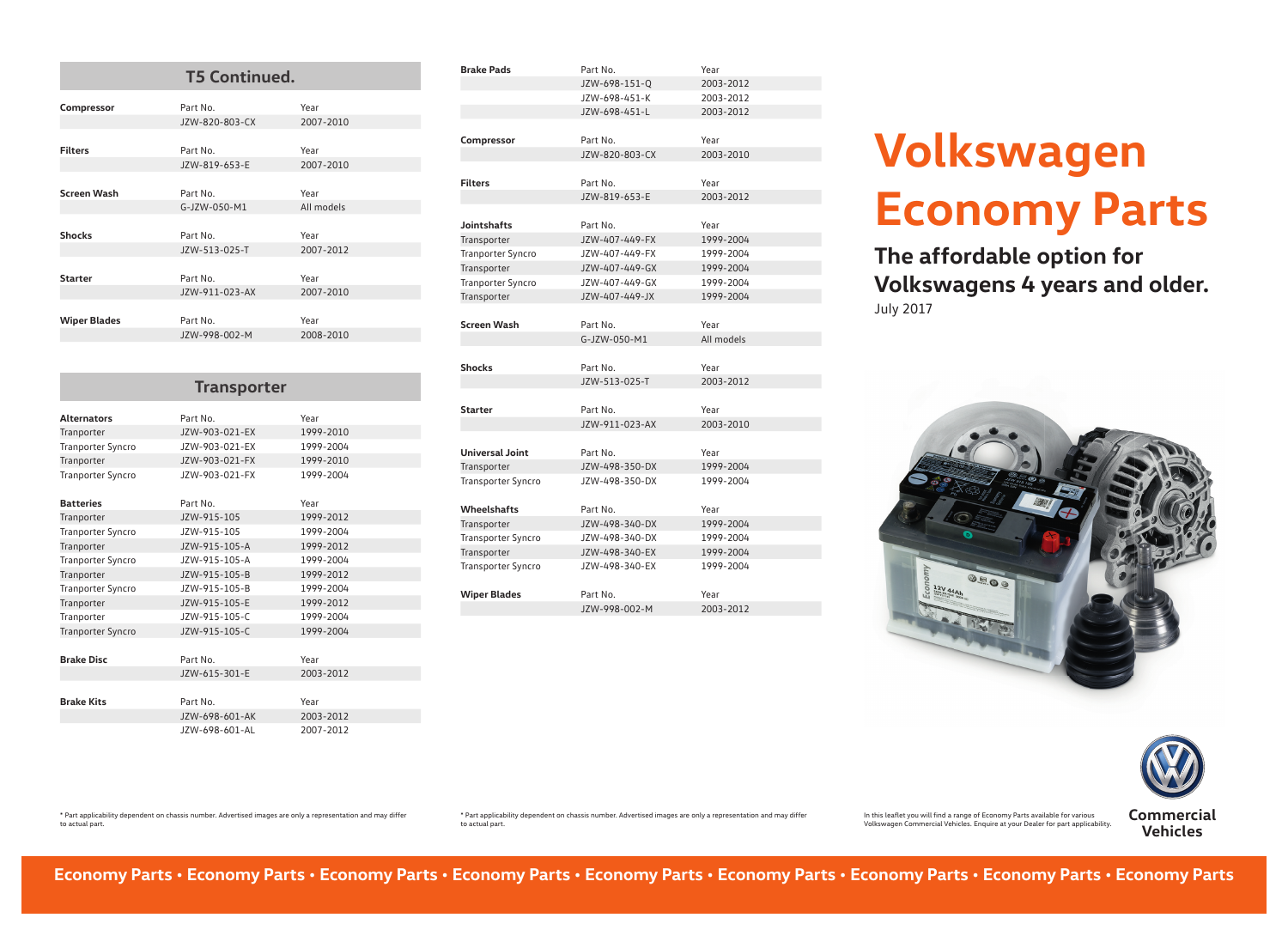## T5 Continued.

| Compressor | Part No. | Year |
|---|---|---|
| | JZW-820-803-CX | 2007-2010 |

| Filters | Part No. | Year |
|---|---|---|
| | JZW-819-653-E | 2007-2010 |

| Screen Wash | Part No. | Year |
|---|---|---|
| | G-JZW-050-M1 | All models |

| Shocks | Part No. | Year |
|---|---|---|
| | JZW-513-025-T | 2007-2012 |

| Starter | Part No. | Year |
|---|---|---|
| | JZW-911-023-AX | 2007-2010 |

| Wiper Blades | Part No. | Year |
|---|---|---|
| | JZW-998-002-M | 2008-2010 |

## Transporter

| Alternators | Part No. | Year |
|---|---|---|
| Tranporter | JZW-903-021-EX | 1999-2010 |
| Tranporter Syncro | JZW-903-021-EX | 1999-2004 |
| Tranporter | JZW-903-021-FX | 1999-2010 |
| Tranporter Syncro | JZW-903-021-FX | 1999-2004 |

| Batteries | Part No. | Year |
|---|---|---|
| Tranporter | JZW-915-105 | 1999-2012 |
| Tranporter Syncro | JZW-915-105 | 1999-2004 |
| Tranporter | JZW-915-105-A | 1999-2012 |
| Tranporter Syncro | JZW-915-105-A | 1999-2004 |
| Tranporter | JZW-915-105-B | 1999-2012 |
| Tranporter Syncro | JZW-915-105-B | 1999-2004 |
| Tranporter | JZW-915-105-E | 1999-2012 |
| Tranporter | JZW-915-105-C | 1999-2004 |
| Tranporter Syncro | JZW-915-105-C | 1999-2004 |

| Brake Disc | Part No. | Year |
|---|---|---|
| | JZW-615-301-E | 2003-2012 |

| Brake Kits | Part No. | Year |
|---|---|---|
| | JZW-698-601-AK | 2003-2012 |
| | JZW-698-601-AL | 2007-2012 |

* Part applicability dependent on chassis number. Advertised images are only a representation and may differ to actual part.

| Brake Pads | Part No. | Year |
|---|---|---|
| | JZW-698-151-Q | 2003-2012 |
| | JZW-698-451-K | 2003-2012 |
| | JZW-698-451-L | 2003-2012 |

| Compressor | Part No. | Year |
|---|---|---|
| | JZW-820-803-CX | 2003-2010 |

| Filters | Part No. | Year |
|---|---|---|
| | JZW-819-653-E | 2003-2012 |

| Jointshafts | Part No. | Year |
|---|---|---|
| Transporter | JZW-407-449-FX | 1999-2004 |
| Tranporter Syncro | JZW-407-449-FX | 1999-2004 |
| Transporter | JZW-407-449-GX | 1999-2004 |
| Tranporter Syncro | JZW-407-449-GX | 1999-2004 |
| Transporter | JZW-407-449-JX | 1999-2004 |

| Screen Wash | Part No. | Year |
|---|---|---|
| | G-JZW-050-M1 | All models |

| Shocks | Part No. | Year |
|---|---|---|
| | JZW-513-025-T | 2003-2012 |

| Starter | Part No. | Year |
|---|---|---|
| | JZW-911-023-AX | 2003-2010 |

| Universal Joint | Part No. | Year |
|---|---|---|
| Transporter | JZW-498-350-DX | 1999-2004 |
| Transporter Syncro | JZW-498-350-DX | 1999-2004 |

| Wheelshafts | Part No. | Year |
|---|---|---|
| Transporter | JZW-498-340-DX | 1999-2004 |
| Transporter Syncro | JZW-498-340-DX | 1999-2004 |
| Transporter | JZW-498-340-EX | 1999-2004 |
| Transporter Syncro | JZW-498-340-EX | 1999-2004 |

| Wiper Blades | Part No. | Year |
|---|---|---|
| | JZW-998-002-M | 2003-2012 |

* Part applicability dependent on chassis number. Advertised images are only a representation and may differ to actual part.

# Volkswagen Economy Parts

## The affordable option for Volkswagens 4 years and older.

July 2017

In this leaflet you will find a range of Economy Parts available for various Volkswagen Commercial Vehicles. Enquire at your Dealer for part applicability.

Commercial Vehicles

Economy Parts • Economy Parts • Economy Parts • Economy Parts • Economy Parts • Economy Parts • Economy Parts • Economy Parts • Economy Parts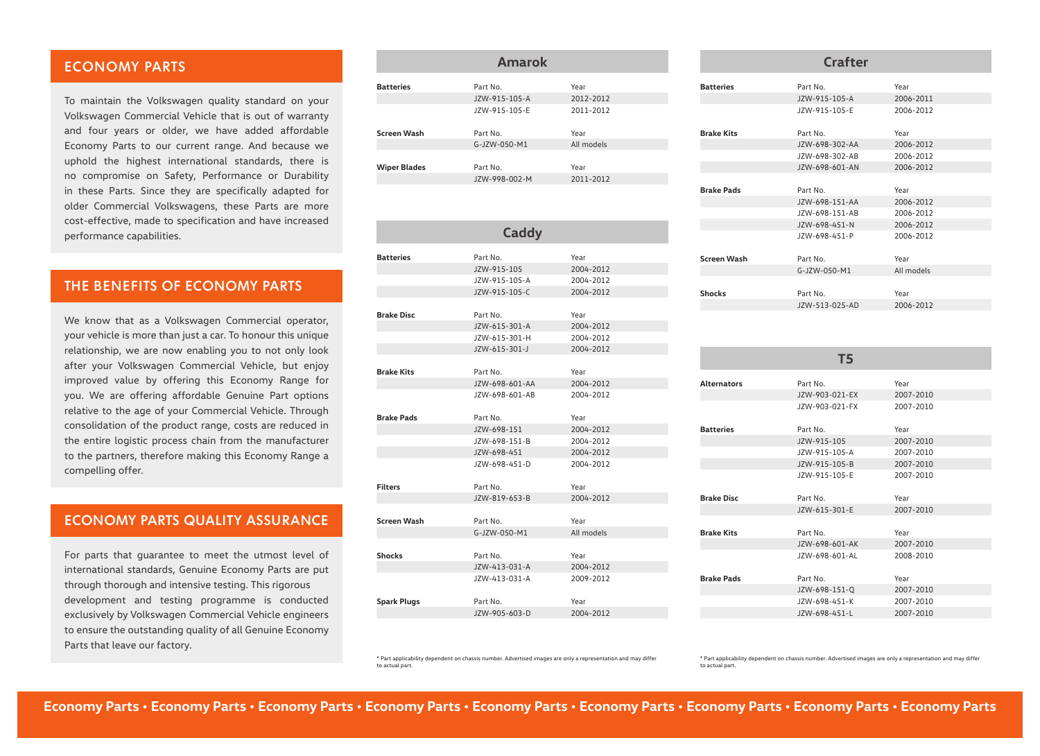## ECONOMY PARTS

To maintain the Volkswagen quality standard on your Volkswagen Commercial Vehicle that is out of warranty and four years or older, we have added affordable Economy Parts to our current range. And because we uphold the highest international standards, there is no compromise on Safety, Performance or Durability in these Parts. Since they are specifically adapted for older Commercial Volkswagens, these Parts are more cost-effective, made to specification and have increased performance capabilities.

## THE BENEFITS OF ECONOMY PARTS

We know that as a Volkswagen Commercial operator, your vehicle is more than just a car. To honour this unique relationship, we are now enabling you to not only look after your Volkswagen Commercial Vehicle, but enjoy improved value by offering this Economy Range for you. We are offering affordable Genuine Part options relative to the age of your Commercial Vehicle. Through consolidation of the product range, costs are reduced in the entire logistic process chain from the manufacturer to the partners, therefore making this Economy Range a compelling offer.

## ECONOMY PARTS QUALITY ASSURANCE

For parts that guarantee to meet the utmost level of international standards, Genuine Economy Parts are put through thorough and intensive testing. This rigorous development and testing programme is conducted exclusively by Volkswagen Commercial Vehicle engineers to ensure the outstanding quality of all Genuine Economy Parts that leave our factory.

## Amarok

| | | |
|---|---|---|
| **Batteries** | Part No. | Year |
| | JZW-915-105-A | 2012-2012 |
| | JZW-915-105-E | 2011-2012 |
| **Screen Wash** | Part No. | Year |
| | G-JZW-050-M1 | All models |
| **Wiper Blades** | Part No. | Year |
| | JZW-998-002-M | 2011-2012 |

## Caddy

| | | |
|---|---|---|
| **Batteries** | Part No. | Year |
| | JZW-915-105 | 2004-2012 |
| | JZW-915-105-A | 2004-2012 |
| | JZW-915-105-C | 2004-2012 |
| **Brake Disc** | Part No. | Year |
| | JZW-615-301-A | 2004-2012 |
| | JZW-615-301-H | 2004-2012 |
| | JZW-615-301-J | 2004-2012 |
| **Brake Kits** | Part No. | Year |
| | JZW-698-601-AA | 2004-2012 |
| | JZW-698-601-AB | 2004-2012 |
| **Brake Pads** | Part No. | Year |
| | JZW-698-151 | 2004-2012 |
| | JZW-698-151-B | 2004-2012 |
| | JZW-698-451 | 2004-2012 |
| | JZW-698-451-D | 2004-2012 |
| **Filters** | Part No. | Year |
| | JZW-819-653-B | 2004-2012 |
| **Screen Wash** | Part No. | Year |
| | G-JZW-050-M1 | All models |
| **Shocks** | Part No. | Year |
| | JZW-413-031-A | 2004-2012 |
| | JZW-413-031-A | 2009-2012 |
| **Spark Plugs** | Part No. | Year |
| | JZW-905-603-D | 2004-2012 |

* Part applicability dependent on chassis number. Advertised images are only a representation and may differ to actual part.

## Crafter

| | | |
|---|---|---|
| **Batteries** | Part No. | Year |
| | JZW-915-105-A | 2006-2011 |
| | JZW-915-105-E | 2006-2012 |
| **Brake Kits** | Part No. | Year |
| | JZW-698-302-AA | 2006-2012 |
| | JZW-698-302-AB | 2006-2012 |
| | JZW-698-601-AN | 2006-2012 |
| **Brake Pads** | Part No. | Year |
| | JZW-698-151-AA | 2006-2012 |
| | JZW-698-151-AB | 2006-2012 |
| | JZW-698-451-N | 2006-2012 |
| | JZW-698-451-P | 2006-2012 |
| **Screen Wash** | Part No. | Year |
| | G-JZW-050-M1 | All models |
| **Shocks** | Part No. | Year |
| | JZW-513-025-AD | 2006-2012 |

## T5

| | | |
|---|---|---|
| **Alternators** | Part No. | Year |
| | JZW-903-021-EX | 2007-2010 |
| | JZW-903-021-FX | 2007-2010 |
| **Batteries** | Part No. | Year |
| | JZW-915-105 | 2007-2010 |
| | JZW-915-105-A | 2007-2010 |
| | JZW-915-105-B | 2007-2010 |
| | JZW-915-105-E | 2007-2010 |
| **Brake Disc** | Part No. | Year |
| | JZW-615-301-E | 2007-2010 |
| **Brake Kits** | Part No. | Year |
| | JZW-698-601-AK | 2007-2010 |
| | JZW-698-601-AL | 2008-2010 |
| **Brake Pads** | Part No. | Year |
| | JZW-698-151-Q | 2007-2010 |
| | JZW-698-451-K | 2007-2010 |
| | JZW-698-451-L | 2007-2010 |

* Part applicability dependent on chassis number. Advertised images are only a representation and may differ to actual part.

**Economy Parts • Economy Parts • Economy Parts • Economy Parts • Economy Parts • Economy Parts • Economy Parts • Economy Parts • Economy Parts**